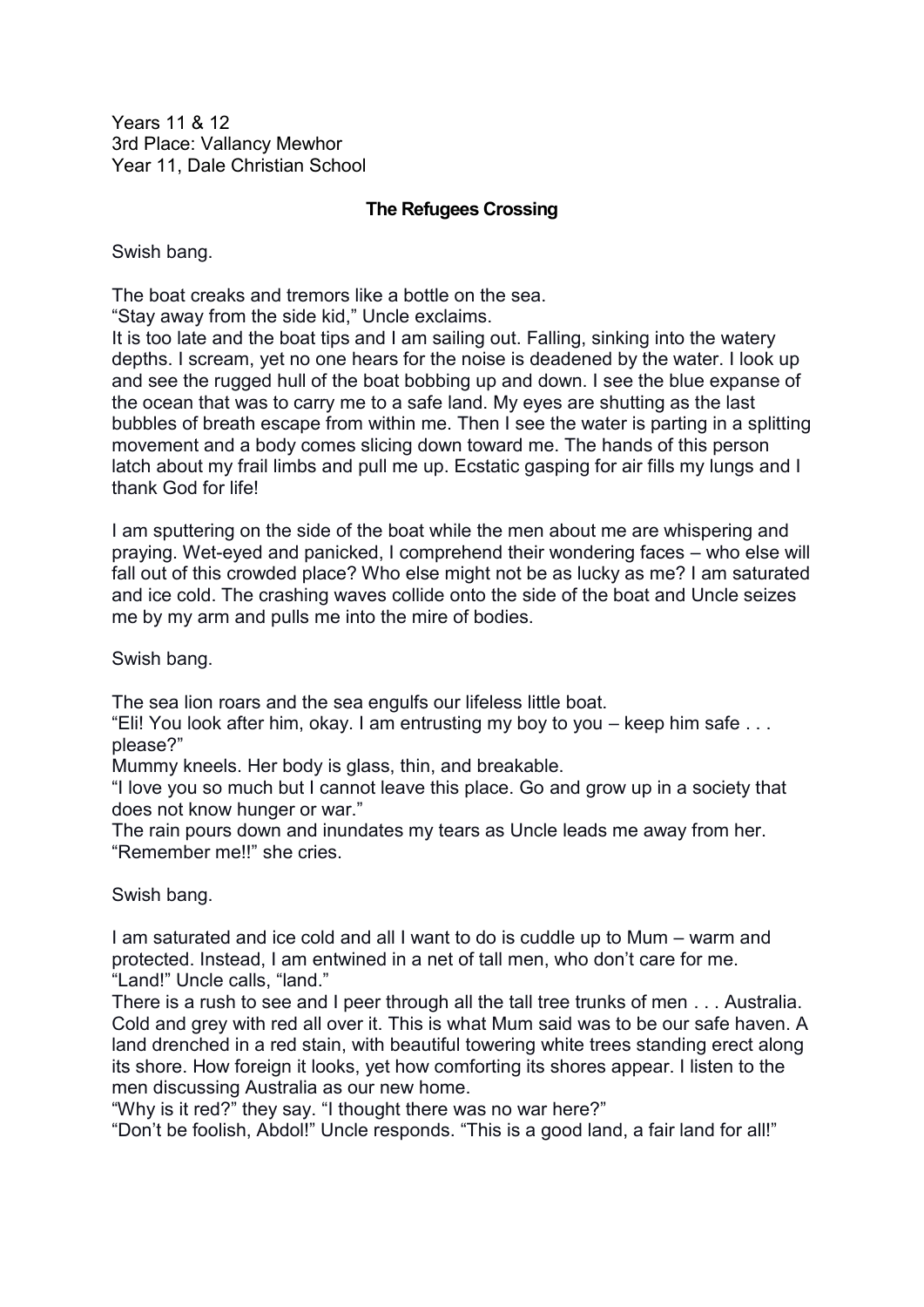Years 11 & 12
3rd Place: Vallancy Mewhor
Year 11, Dale Christian School

**The Refugees Crossing**

Swish bang.

The boat creaks and tremors like a bottle on the sea.
"Stay away from the side kid," Uncle exclaims.
It is too late and the boat tips and I am sailing out. Falling, sinking into the watery depths. I scream, yet no one hears for the noise is deadened by the water. I look up and see the rugged hull of the boat bobbing up and down. I see the blue expanse of the ocean that was to carry me to a safe land. My eyes are shutting as the last bubbles of breath escape from within me. Then I see the water is parting in a splitting movement and a body comes slicing down toward me. The hands of this person latch about my frail limbs and pull me up. Ecstatic gasping for air fills my lungs and I thank God for life!

I am sputtering on the side of the boat while the men about me are whispering and praying. Wet-eyed and panicked, I comprehend their wondering faces – who else will fall out of this crowded place? Who else might not be as lucky as me? I am saturated and ice cold. The crashing waves collide onto the side of the boat and Uncle seizes me by my arm and pulls me into the mire of bodies.

Swish bang.

The sea lion roars and the sea engulfs our lifeless little boat.
"Eli! You look after him, okay. I am entrusting my boy to you – keep him safe . . . please?"
Mummy kneels. Her body is glass, thin, and breakable.
"I love you so much but I cannot leave this place. Go and grow up in a society that does not know hunger or war."
The rain pours down and inundates my tears as Uncle leads me away from her.
"Remember me!!" she cries.

Swish bang.

I am saturated and ice cold and all I want to do is cuddle up to Mum – warm and protected. Instead, I am entwined in a net of tall men, who don't care for me.
"Land!" Uncle calls, "land."
There is a rush to see and I peer through all the tall tree trunks of men . . . Australia. Cold and grey with red all over it. This is what Mum said was to be our safe haven. A land drenched in a red stain, with beautiful towering white trees standing erect along its shore. How foreign it looks, yet how comforting its shores appear. I listen to the men discussing Australia as our new home.
"Why is it red?" they say. "I thought there was no war here?"
"Don't be foolish, Abdol!" Uncle responds. "This is a good land, a fair land for all!"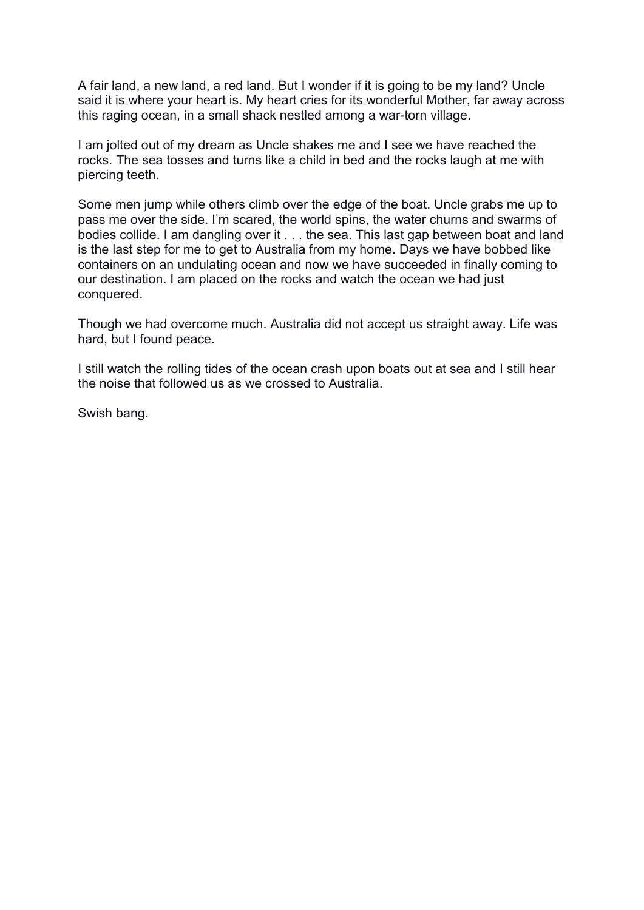A fair land, a new land, a red land. But I wonder if it is going to be my land? Uncle said it is where your heart is. My heart cries for its wonderful Mother, far away across this raging ocean, in a small shack nestled among a war-torn village.

I am jolted out of my dream as Uncle shakes me and I see we have reached the rocks. The sea tosses and turns like a child in bed and the rocks laugh at me with piercing teeth.

Some men jump while others climb over the edge of the boat. Uncle grabs me up to pass me over the side. I'm scared, the world spins, the water churns and swarms of bodies collide. I am dangling over it . . . the sea. This last gap between boat and land is the last step for me to get to Australia from my home. Days we have bobbed like containers on an undulating ocean and now we have succeeded in finally coming to our destination. I am placed on the rocks and watch the ocean we had just conquered.

Though we had overcome much. Australia did not accept us straight away. Life was hard, but I found peace.

I still watch the rolling tides of the ocean crash upon boats out at sea and I still hear the noise that followed us as we crossed to Australia.

Swish bang.